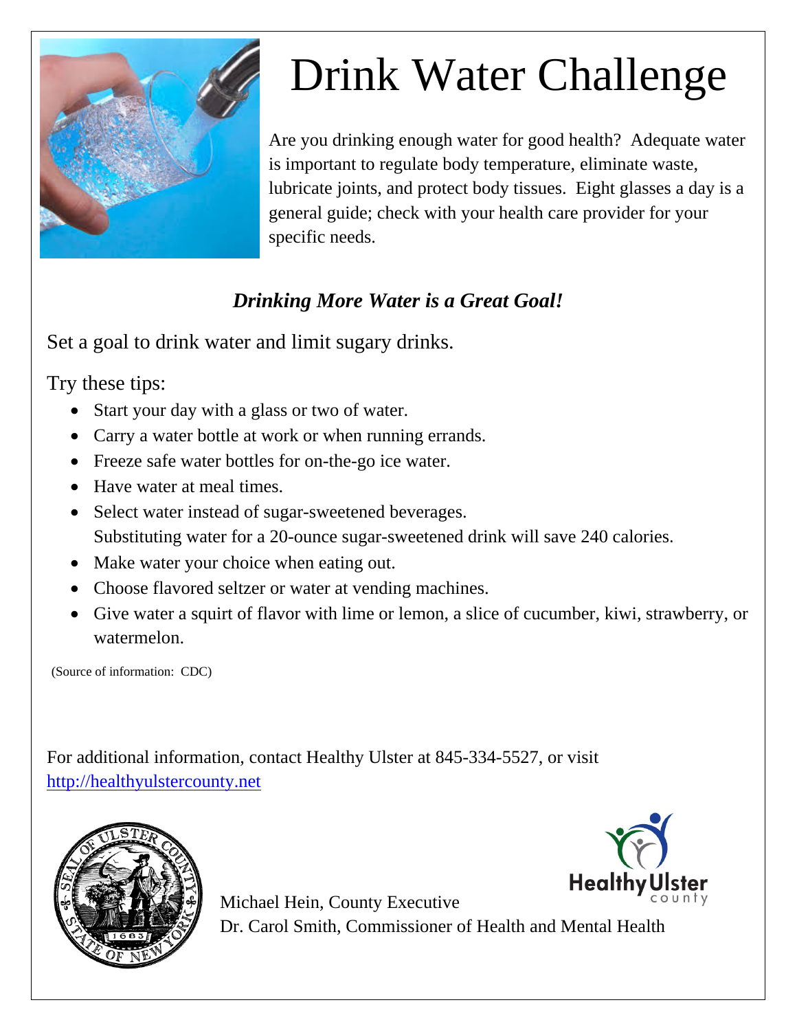# Drink Water Challenge

Are you drinking enough water for good health? Adequate water is important to regulate body temperature, eliminate waste, lubricate joints, and protect body tissues. Eight glasses a day is a general guide; check with your health care provider for your specific needs.

***Drinking More Water is a Great Goal!***

Set a goal to drink water and limit sugary drinks.

Try these tips:

- Start your day with a glass or two of water.
- Carry a water bottle at work or when running errands.
- Freeze safe water bottles for on-the-go ice water.
- Have water at meal times.
- Select water instead of sugar-sweetened beverages.
  Substituting water for a 20-ounce sugar-sweetened drink will save 240 calories.
- Make water your choice when eating out.
- Choose flavored seltzer or water at vending machines.
- Give water a squirt of flavor with lime or lemon, a slice of cucumber, kiwi, strawberry, or watermelon.

(Source of information: CDC)

For additional information, contact Healthy Ulster at 845-334-5527, or visit [http://healthyulstercounty.net](http://healthyulstercounty.net)

Michael Hein, County Executive
Dr. Carol Smith, Commissioner of Health and Mental Health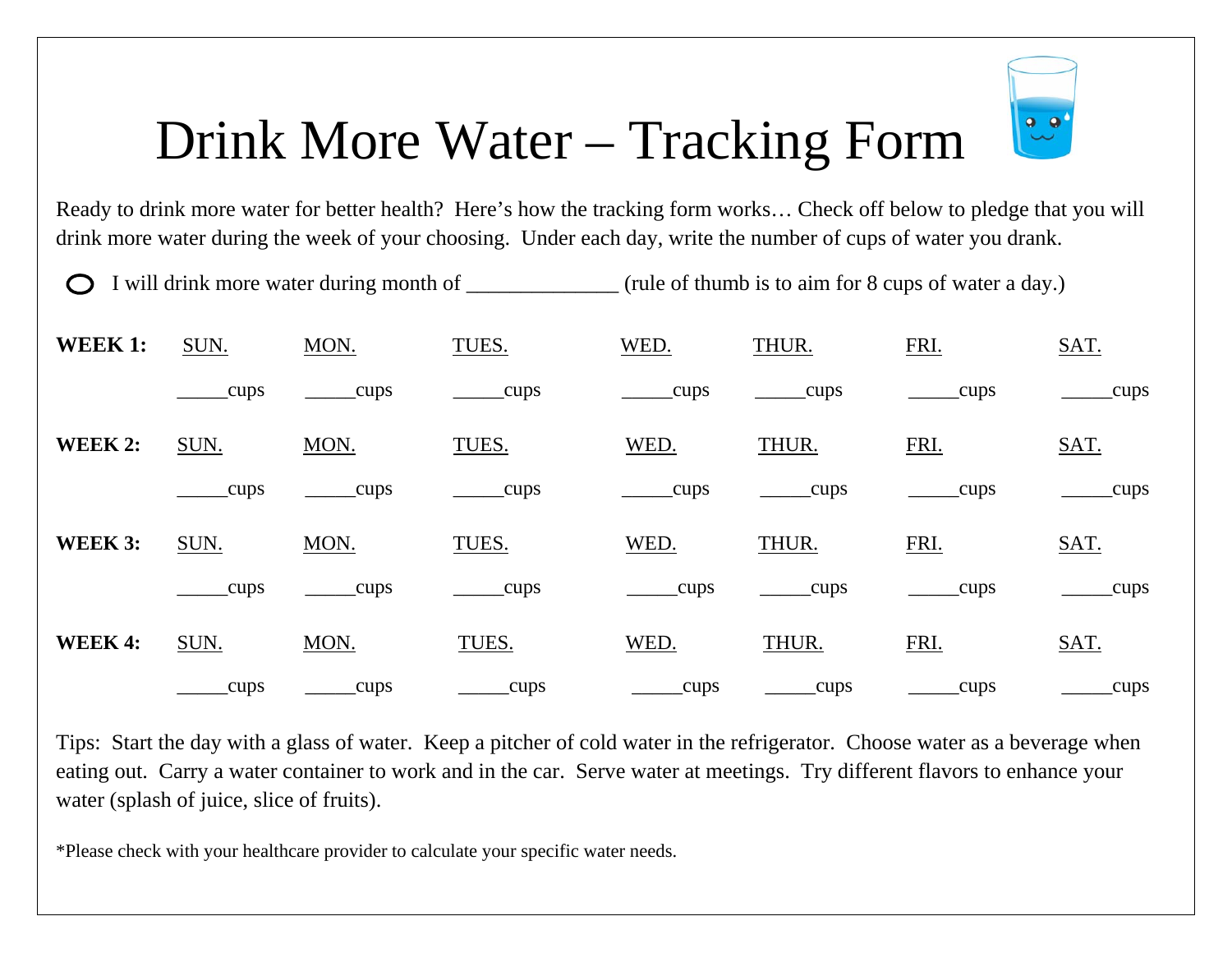# Drink More Water – Tracking Form

Ready to drink more water for better health? Here's how the tracking form works… Check off below to pledge that you will drink more water during the week of your choosing. Under each day, write the number of cups of water you drank.

○ I will drink more water during month of ______________ (rule of thumb is to aim for 8 cups of water a day.)

| | SUN. | MON. | TUES. | WED. | THUR. | FRI. | SAT. |
|---|---|---|---|---|---|---|---|
| **WEEK 1:** | _____cups | _____cups | _____cups | _____cups | _____cups | _____cups | _____cups |
| **WEEK 2:** | _____cups | _____cups | _____cups | _____cups | _____cups | _____cups | _____cups |
| **WEEK 3:** | _____cups | _____cups | _____cups | _____cups | _____cups | _____cups | _____cups |
| **WEEK 4:** | _____cups | _____cups | _____cups | _____cups | _____cups | _____cups | _____cups |

Tips: Start the day with a glass of water. Keep a pitcher of cold water in the refrigerator. Choose water as a beverage when eating out. Carry a water container to work and in the car. Serve water at meetings. Try different flavors to enhance your water (splash of juice, slice of fruits).

*Please check with your healthcare provider to calculate your specific water needs.